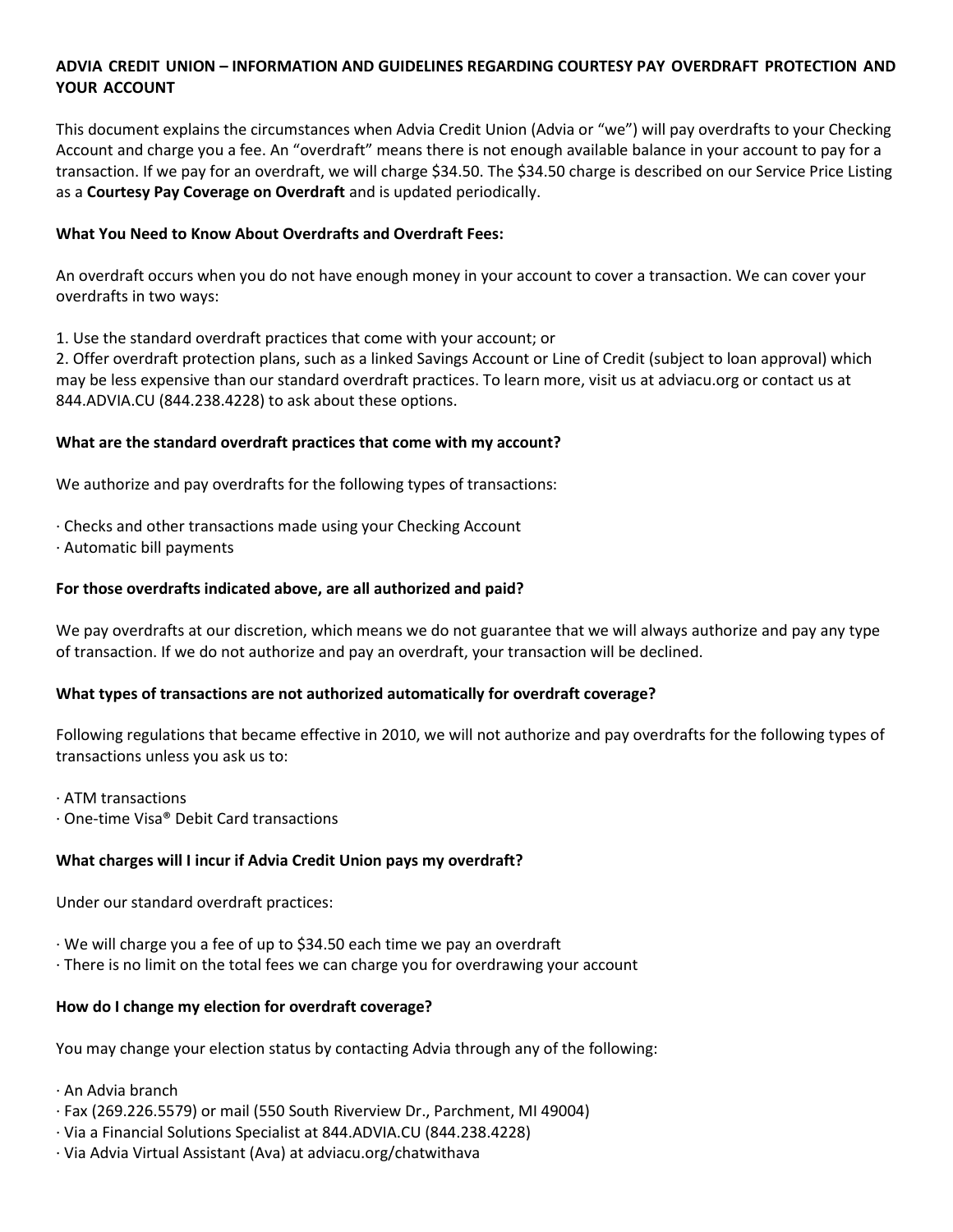**ADVIA CREDIT UNION – INFORMATION AND GUIDELINES REGARDING COURTESY PAY OVERDRAFT PROTECTION AND YOUR ACCOUNT**

This document explains the circumstances when Advia Credit Union (Advia or "we") will pay overdrafts to your Checking Account and charge you a fee. An "overdraft" means there is not enough available balance in your account to pay for a transaction. If we pay for an overdraft, we will charge $34.50. The $34.50 charge is described on our Service Price Listing as a **Courtesy Pay Coverage on Overdraft** and is updated periodically.

**What You Need to Know About Overdrafts and Overdraft Fees:**

An overdraft occurs when you do not have enough money in your account to cover a transaction. We can cover your overdrafts in two ways:

1. Use the standard overdraft practices that come with your account; or
2. Offer overdraft protection plans, such as a linked Savings Account or Line of Credit (subject to loan approval) which may be less expensive than our standard overdraft practices. To learn more, visit us at adviacu.org or contact us at 844.ADVIA.CU (844.238.4228) to ask about these options.

**What are the standard overdraft practices that come with my account?**

We authorize and pay overdrafts for the following types of transactions:

- Checks and other transactions made using your Checking Account
- Automatic bill payments

**For those overdrafts indicated above, are all authorized and paid?**

We pay overdrafts at our discretion, which means we do not guarantee that we will always authorize and pay any type of transaction. If we do not authorize and pay an overdraft, your transaction will be declined.

**What types of transactions are not authorized automatically for overdraft coverage?**

Following regulations that became effective in 2010, we will not authorize and pay overdrafts for the following types of transactions unless you ask us to:

- ATM transactions
- One-time Visa® Debit Card transactions

**What charges will I incur if Advia Credit Union pays my overdraft?**

Under our standard overdraft practices:

- We will charge you a fee of up to $34.50 each time we pay an overdraft
- There is no limit on the total fees we can charge you for overdrawing your account

**How do I change my election for overdraft coverage?**

You may change your election status by contacting Advia through any of the following:

- An Advia branch
- Fax (269.226.5579) or mail (550 South Riverview Dr., Parchment, MI 49004)
- Via a Financial Solutions Specialist at 844.ADVIA.CU (844.238.4228)
- Via Advia Virtual Assistant (Ava) at adviacu.org/chatwithava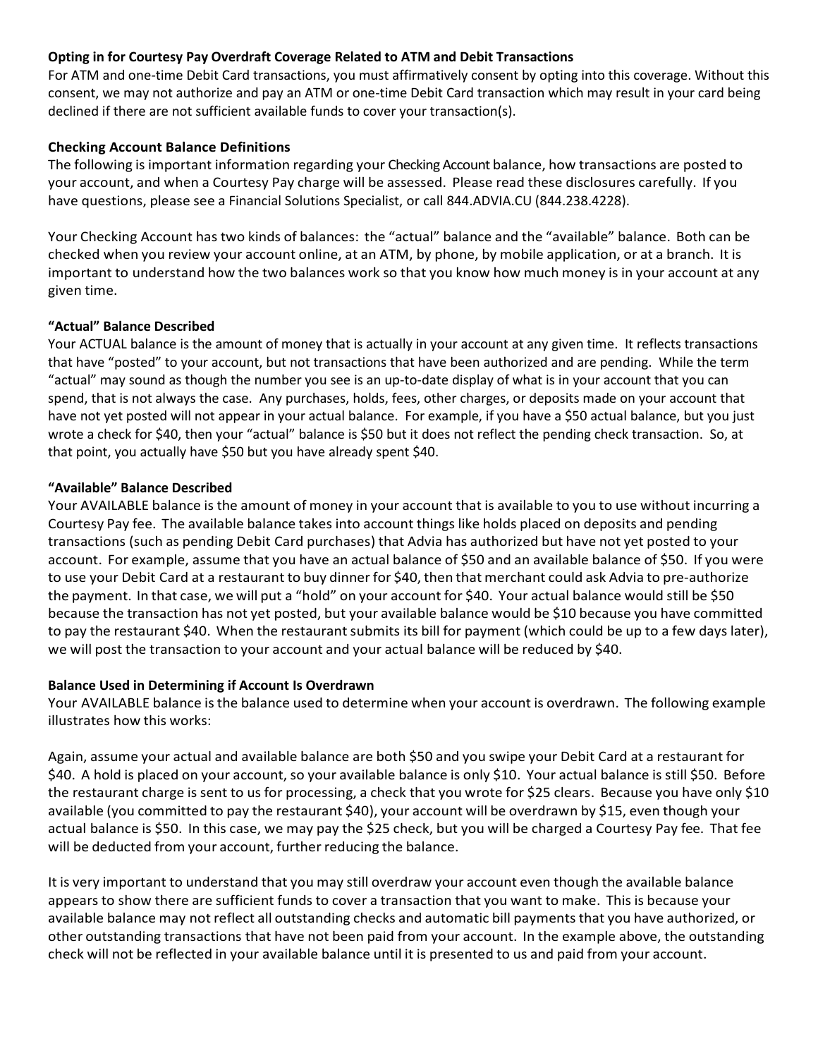**Opting in for Courtesy Pay Overdraft Coverage Related to ATM and Debit Transactions**

For ATM and one-time Debit Card transactions, you must affirmatively consent by opting into this coverage. Without this consent, we may not authorize and pay an ATM or one-time Debit Card transaction which may result in your card being declined if there are not sufficient available funds to cover your transaction(s).

**Checking Account Balance Definitions**

The following is important information regarding your Checking Account balance, how transactions are posted to your account, and when a Courtesy Pay charge will be assessed. Please read these disclosures carefully. If you have questions, please see a Financial Solutions Specialist, or call 844.ADVIA.CU (844.238.4228).

Your Checking Account has two kinds of balances: the "actual" balance and the "available" balance. Both can be checked when you review your account online, at an ATM, by phone, by mobile application, or at a branch. It is important to understand how the two balances work so that you know how much money is in your account at any given time.

**"Actual" Balance Described**

Your ACTUAL balance is the amount of money that is actually in your account at any given time. It reflects transactions that have "posted" to your account, but not transactions that have been authorized and are pending. While the term "actual" may sound as though the number you see is an up-to-date display of what is in your account that you can spend, that is not always the case. Any purchases, holds, fees, other charges, or deposits made on your account that have not yet posted will not appear in your actual balance. For example, if you have a $50 actual balance, but you just wrote a check for $40, then your "actual" balance is $50 but it does not reflect the pending check transaction. So, at that point, you actually have $50 but you have already spent $40.

**"Available" Balance Described**

Your AVAILABLE balance is the amount of money in your account that is available to you to use without incurring a Courtesy Pay fee. The available balance takes into account things like holds placed on deposits and pending transactions (such as pending Debit Card purchases) that Advia has authorized but have not yet posted to your account. For example, assume that you have an actual balance of $50 and an available balance of $50. If you were to use your Debit Card at a restaurant to buy dinner for $40, then that merchant could ask Advia to pre-authorize the payment. In that case, we will put a "hold" on your account for $40. Your actual balance would still be $50 because the transaction has not yet posted, but your available balance would be $10 because you have committed to pay the restaurant $40. When the restaurant submits its bill for payment (which could be up to a few days later), we will post the transaction to your account and your actual balance will be reduced by $40.

**Balance Used in Determining if Account Is Overdrawn**

Your AVAILABLE balance is the balance used to determine when your account is overdrawn. The following example illustrates how this works:

Again, assume your actual and available balance are both $50 and you swipe your Debit Card at a restaurant for $40. A hold is placed on your account, so your available balance is only $10. Your actual balance is still $50. Before the restaurant charge is sent to us for processing, a check that you wrote for $25 clears. Because you have only $10 available (you committed to pay the restaurant $40), your account will be overdrawn by $15, even though your actual balance is $50. In this case, we may pay the $25 check, but you will be charged a Courtesy Pay fee. That fee will be deducted from your account, further reducing the balance.

It is very important to understand that you may still overdraw your account even though the available balance appears to show there are sufficient funds to cover a transaction that you want to make. This is because your available balance may not reflect all outstanding checks and automatic bill payments that you have authorized, or other outstanding transactions that have not been paid from your account. In the example above, the outstanding check will not be reflected in your available balance until it is presented to us and paid from your account.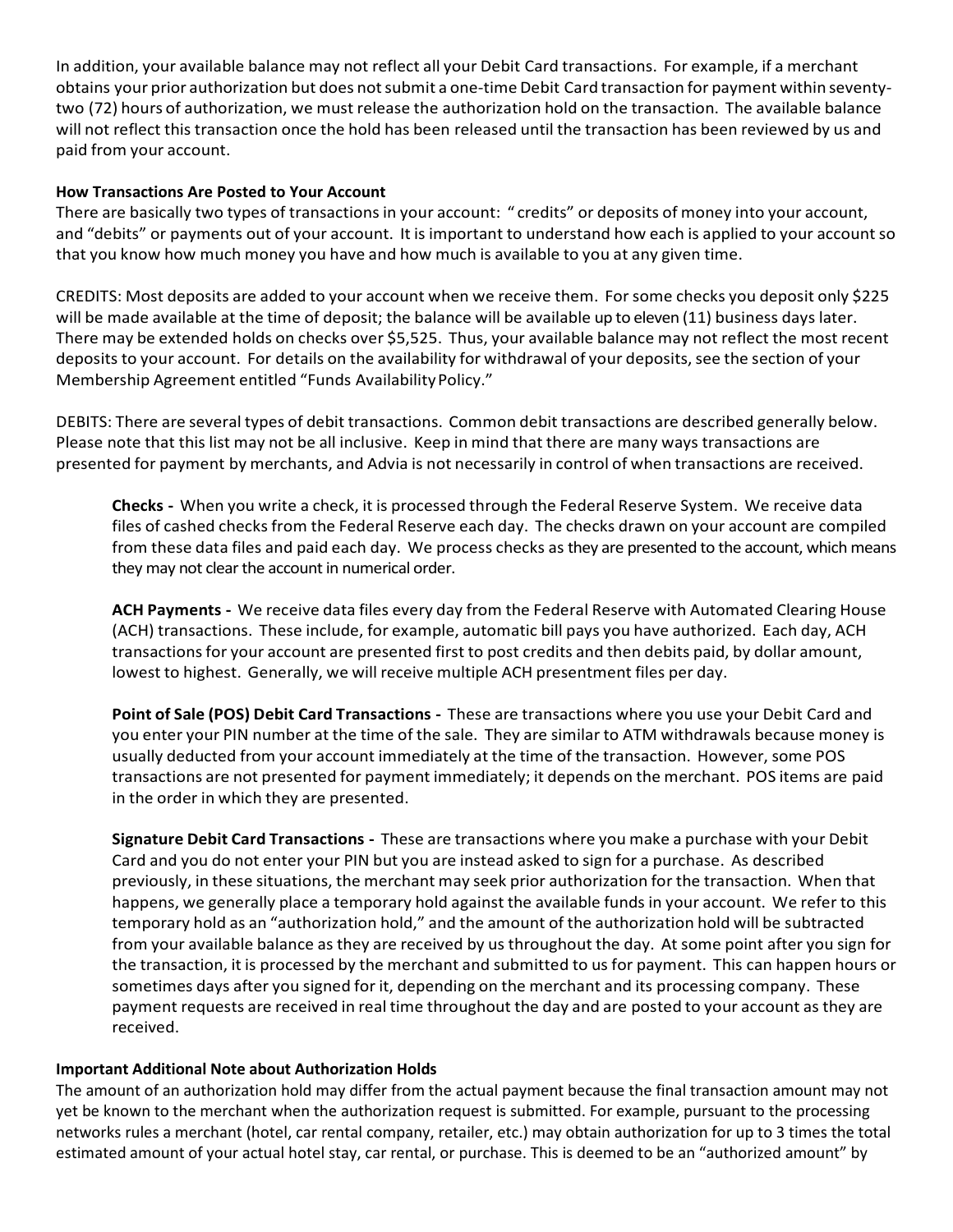In addition, your available balance may not reflect all your Debit Card transactions. For example, if a merchant obtains your prior authorization but does not submit a one-time Debit Card transaction for payment within seventy-two (72) hours of authorization, we must release the authorization hold on the transaction. The available balance will not reflect this transaction once the hold has been released until the transaction has been reviewed by us and paid from your account.

**How Transactions Are Posted to Your Account**

There are basically two types of transactions in your account: " credits" or deposits of money into your account, and "debits" or payments out of your account. It is important to understand how each is applied to your account so that you know how much money you have and how much is available to you at any given time.

CREDITS: Most deposits are added to your account when we receive them. For some checks you deposit only $225 will be made available at the time of deposit; the balance will be available up to eleven (11) business days later. There may be extended holds on checks over $5,525. Thus, your available balance may not reflect the most recent deposits to your account. For details on the availability for withdrawal of your deposits, see the section of your Membership Agreement entitled "Funds Availability Policy."

DEBITS: There are several types of debit transactions. Common debit transactions are described generally below. Please note that this list may not be all inclusive. Keep in mind that there are many ways transactions are presented for payment by merchants, and Advia is not necessarily in control of when transactions are received.

**Checks -** When you write a check, it is processed through the Federal Reserve System. We receive data files of cashed checks from the Federal Reserve each day. The checks drawn on your account are compiled from these data files and paid each day. We process checks as they are presented to the account, which means they may not clear the account in numerical order.

**ACH Payments -** We receive data files every day from the Federal Reserve with Automated Clearing House (ACH) transactions. These include, for example, automatic bill pays you have authorized. Each day, ACH transactions for your account are presented first to post credits and then debits paid, by dollar amount, lowest to highest. Generally, we will receive multiple ACH presentment files per day.

**Point of Sale (POS) Debit Card Transactions -** These are transactions where you use your Debit Card and you enter your PIN number at the time of the sale. They are similar to ATM withdrawals because money is usually deducted from your account immediately at the time of the transaction. However, some POS transactions are not presented for payment immediately; it depends on the merchant. POS items are paid in the order in which they are presented.

**Signature Debit Card Transactions -** These are transactions where you make a purchase with your Debit Card and you do not enter your PIN but you are instead asked to sign for a purchase. As described previously, in these situations, the merchant may seek prior authorization for the transaction. When that happens, we generally place a temporary hold against the available funds in your account. We refer to this temporary hold as an "authorization hold," and the amount of the authorization hold will be subtracted from your available balance as they are received by us throughout the day. At some point after you sign for the transaction, it is processed by the merchant and submitted to us for payment. This can happen hours or sometimes days after you signed for it, depending on the merchant and its processing company. These payment requests are received in real time throughout the day and are posted to your account as they are received.

**Important Additional Note about Authorization Holds**

The amount of an authorization hold may differ from the actual payment because the final transaction amount may not yet be known to the merchant when the authorization request is submitted. For example, pursuant to the processing networks rules a merchant (hotel, car rental company, retailer, etc.) may obtain authorization for up to 3 times the total estimated amount of your actual hotel stay, car rental, or purchase. This is deemed to be an "authorized amount" by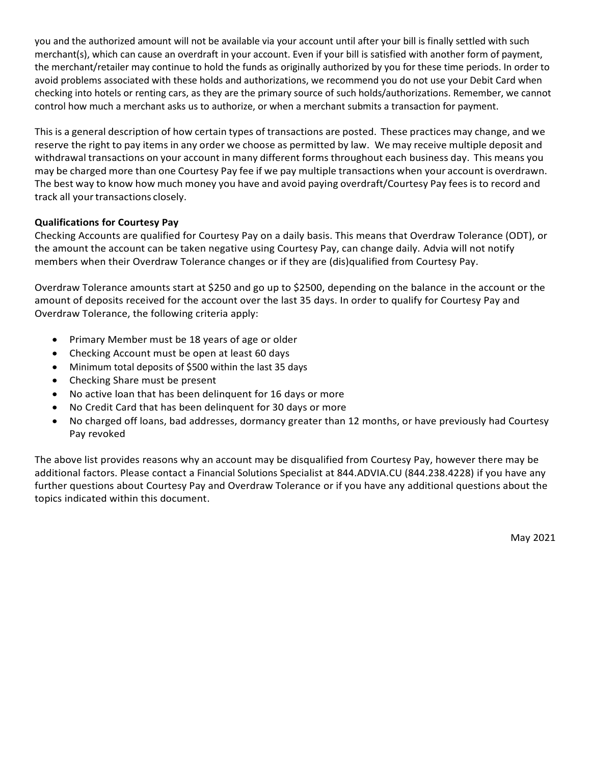you and the authorized amount will not be available via your account until after your bill is finally settled with such merchant(s), which can cause an overdraft in your account. Even if your bill is satisfied with another form of payment, the merchant/retailer may continue to hold the funds as originally authorized by you for these time periods. In order to avoid problems associated with these holds and authorizations, we recommend you do not use your Debit Card when checking into hotels or renting cars, as they are the primary source of such holds/authorizations. Remember, we cannot control how much a merchant asks us to authorize, or when a merchant submits a transaction for payment.

This is a general description of how certain types of transactions are posted. These practices may change, and we reserve the right to pay items in any order we choose as permitted by law. We may receive multiple deposit and withdrawal transactions on your account in many different forms throughout each business day. This means you may be charged more than one Courtesy Pay fee if we pay multiple transactions when your account is overdrawn. The best way to know how much money you have and avoid paying overdraft/Courtesy Pay fees is to record and track all your transactions closely.

**Qualifications for Courtesy Pay**

Checking Accounts are qualified for Courtesy Pay on a daily basis. This means that Overdraw Tolerance (ODT), or the amount the account can be taken negative using Courtesy Pay, can change daily. Advia will not notify members when their Overdraw Tolerance changes or if they are (dis)qualified from Courtesy Pay.

Overdraw Tolerance amounts start at $250 and go up to $2500, depending on the balance in the account or the amount of deposits received for the account over the last 35 days. In order to qualify for Courtesy Pay and Overdraw Tolerance, the following criteria apply:

- Primary Member must be 18 years of age or older
- Checking Account must be open at least 60 days
- Minimum total deposits of $500 within the last 35 days
- Checking Share must be present
- No active loan that has been delinquent for 16 days or more
- No Credit Card that has been delinquent for 30 days or more
- No charged off loans, bad addresses, dormancy greater than 12 months, or have previously had Courtesy Pay revoked

The above list provides reasons why an account may be disqualified from Courtesy Pay, however there may be additional factors. Please contact a Financial Solutions Specialist at 844.ADVIA.CU (844.238.4228) if you have any further questions about Courtesy Pay and Overdraw Tolerance or if you have any additional questions about the topics indicated within this document.

May 2021